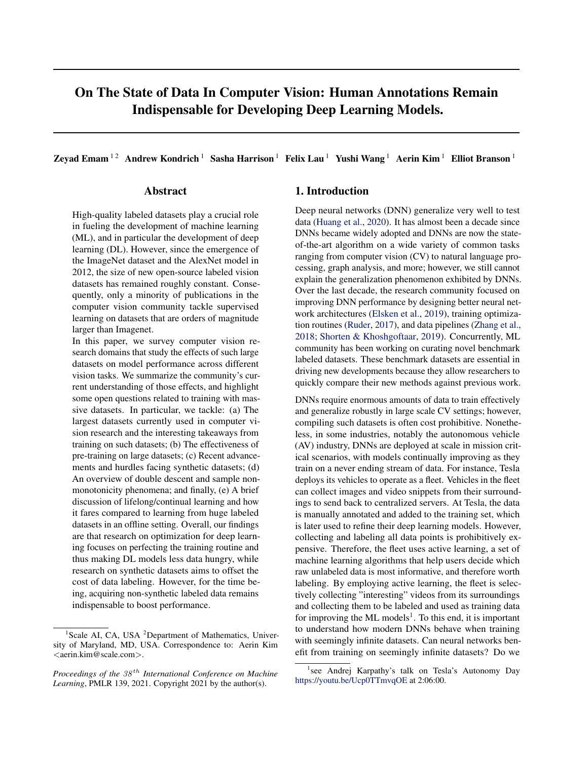# On The State of Data In Computer Vision: Human Annotations Remain Indispensable for Developing Deep Learning Models.

**Zeyad Emam** [1,2] **Andrew Kondrich** [1] **Sasha Harrison** [1] **Felix Lau** [1] **Yushi Wang** [1] **Aerin Kim** [1] **Elliot Branson** [1]

## Abstract

High-quality labeled datasets play a crucial role in fueling the development of machine learning (ML), and in particular the development of deep learning (DL). However, since the emergence of the ImageNet dataset and the AlexNet model in 2012, the size of new open-source labeled vision datasets has remained roughly constant. Consequently, only a minority of publications in the computer vision community tackle supervised learning on datasets that are orders of magnitude larger than Imagenet.

In this paper, we survey computer vision research domains that study the effects of such large datasets on model performance across different vision tasks. We summarize the community's current understanding of those effects, and highlight some open questions related to training with massive datasets. In particular, we tackle: (a) The largest datasets currently used in computer vision research and the interesting takeaways from training on such datasets; (b) The effectiveness of pre-training on large datasets; (c) Recent advancements and hurdles facing synthetic datasets; (d) An overview of double descent and sample non-monotonicity phenomena; and finally, (e) A brief discussion of lifelong/continual learning and how it fares compared to learning from huge labeled datasets in an offline setting. Overall, our findings are that research on optimization for deep learning focuses on perfecting the training routine and thus making DL models less data hungry, while research on synthetic datasets aims to offset the cost of data labeling. However, for the time being, acquiring non-synthetic labeled data remains indispensable to boost performance.

[1] Scale AI, CA, USA [2] Department of Mathematics, University of Maryland, MD, USA. Correspondence to: Aerin Kim <aerin.kim@scale.com>.

*Proceedings of the 38th International Conference on Machine Learning*, PMLR 139, 2021. Copyright 2021 by the author(s).

## 1. Introduction

Deep neural networks (DNN) generalize very well to test data (Huang et al., 2020). It has almost been a decade since DNNs became widely adopted and DNNs are now the state-of-the-art algorithm on a wide variety of common tasks ranging from computer vision (CV) to natural language processing, graph analysis, and more; however, we still cannot explain the generalization phenomenon exhibited by DNNs. Over the last decade, the research community focused on improving DNN performance by designing better neural network architectures (Elsken et al., 2019), training optimization routines (Ruder, 2017), and data pipelines (Zhang et al., 2018; Shorten & Khoshgoftaar, 2019). Concurrently, ML community has been working on curating novel benchmark labeled datasets. These benchmark datasets are essential in driving new developments because they allow researchers to quickly compare their new methods against previous work.

DNNs require enormous amounts of data to train effectively and generalize robustly in large scale CV settings; however, compiling such datasets is often cost prohibitive. Nonetheless, in some industries, notably the autonomous vehicle (AV) industry, DNNs are deployed at scale in mission critical scenarios, with models continually improving as they train on a never ending stream of data. For instance, Tesla deploys its vehicles to operate as a fleet. Vehicles in the fleet can collect images and video snippets from their surroundings to send back to centralized servers. At Tesla, the data is manually annotated and added to the training set, which is later used to refine their deep learning models. However, collecting and labeling all data points is prohibitively expensive. Therefore, the fleet uses active learning, a set of machine learning algorithms that help users decide which raw unlabeled data is most informative, and therefore worth labeling. By employing active learning, the fleet is selectively collecting "interesting" videos from its surroundings and collecting them to be labeled and used as training data for improving the ML models[1]. To this end, it is important to understand how modern DNNs behave when training with seemingly infinite datasets. Can neural networks benefit from training on seemingly infinite datasets? Do we

[1] see Andrej Karpathy's talk on Tesla's Autonomy Day https://youtu.be/Ucp0TTmvqOE at 2:06:00.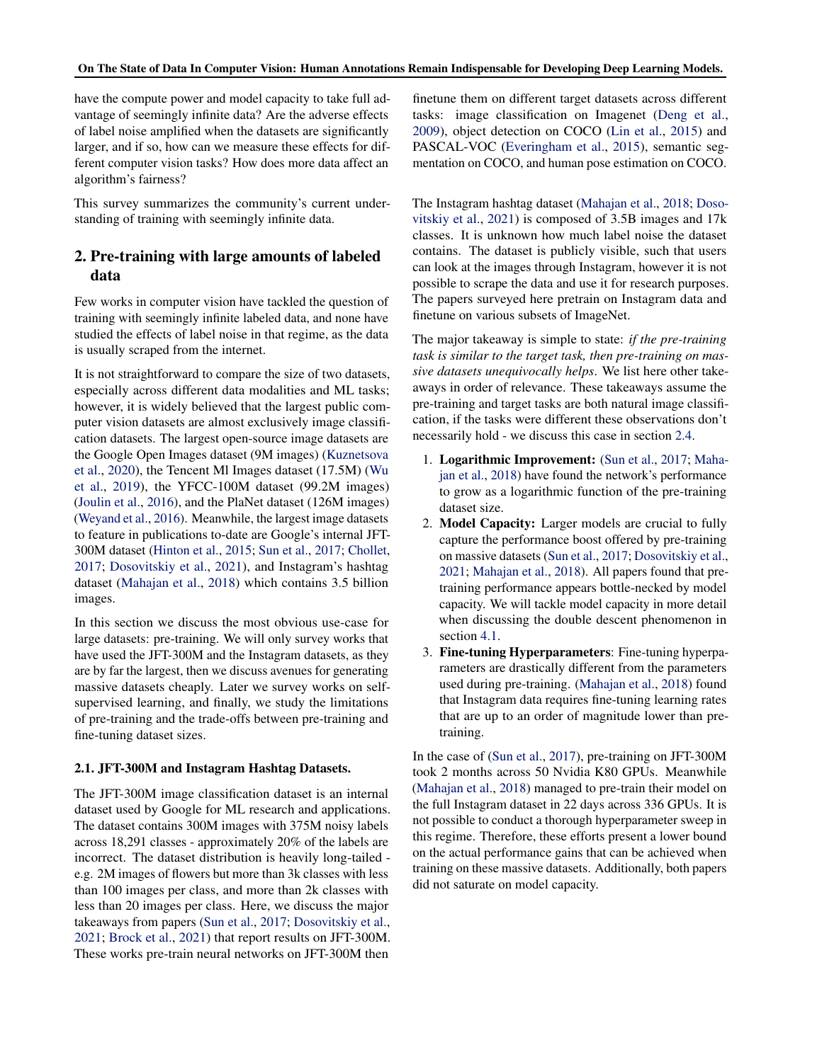have the compute power and model capacity to take full advantage of seemingly infinite data? Are the adverse effects of label noise amplified when the datasets are significantly larger, and if so, how can we measure these effects for different computer vision tasks? How does more data affect an algorithm's fairness?

This survey summarizes the community's current understanding of training with seemingly infinite data.

## 2. Pre-training with large amounts of labeled data

Few works in computer vision have tackled the question of training with seemingly infinite labeled data, and none have studied the effects of label noise in that regime, as the data is usually scraped from the internet.

It is not straightforward to compare the size of two datasets, especially across different data modalities and ML tasks; however, it is widely believed that the largest public computer vision datasets are almost exclusively image classification datasets. The largest open-source image datasets are the Google Open Images dataset (9M images) (Kuznetsova et al., 2020), the Tencent Ml Images dataset (17.5M) (Wu et al., 2019), the YFCC-100M dataset (99.2M images) (Joulin et al., 2016), and the PlaNet dataset (126M images) (Weyand et al., 2016). Meanwhile, the largest image datasets to feature in publications to-date are Google's internal JFT-300M dataset (Hinton et al., 2015; Sun et al., 2017; Chollet, 2017; Dosovitskiy et al., 2021), and Instagram's hashtag dataset (Mahajan et al., 2018) which contains 3.5 billion images.

In this section we discuss the most obvious use-case for large datasets: pre-training. We will only survey works that have used the JFT-300M and the Instagram datasets, as they are by far the largest, then we discuss avenues for generating massive datasets cheaply. Later we survey works on self-supervised learning, and finally, we study the limitations of pre-training and the trade-offs between pre-training and fine-tuning dataset sizes.

### 2.1. JFT-300M and Instagram Hashtag Datasets.

The JFT-300M image classification dataset is an internal dataset used by Google for ML research and applications. The dataset contains 300M images with 375M noisy labels across 18,291 classes - approximately 20% of the labels are incorrect. The dataset distribution is heavily long-tailed - e.g. 2M images of flowers but more than 3k classes with less than 100 images per class, and more than 2k classes with less than 20 images per class. Here, we discuss the major takeaways from papers (Sun et al., 2017; Dosovitskiy et al., 2021; Brock et al., 2021) that report results on JFT-300M. These works pre-train neural networks on JFT-300M then finetune them on different target datasets across different tasks: image classification on Imagenet (Deng et al., 2009), object detection on COCO (Lin et al., 2015) and PASCAL-VOC (Everingham et al., 2015), semantic segmentation on COCO, and human pose estimation on COCO.

The Instagram hashtag dataset (Mahajan et al., 2018; Dosovitskiy et al., 2021) is composed of 3.5B images and 17k classes. It is unknown how much label noise the dataset contains. The dataset is publicly visible, such that users can look at the images through Instagram, however it is not possible to scrape the data and use it for research purposes. The papers surveyed here pretrain on Instagram data and finetune on various subsets of ImageNet.

The major takeaway is simple to state: *if the pre-training task is similar to the target task, then pre-training on massive datasets unequivocally helps*. We list here other takeaways in order of relevance. These takeaways assume the pre-training and target tasks are both natural image classification, if the tasks were different these observations don't necessarily hold - we discuss this case in section 2.4.

1. **Logarithmic Improvement:** (Sun et al., 2017; Mahajan et al., 2018) have found the network's performance to grow as a logarithmic function of the pre-training dataset size.
2. **Model Capacity:** Larger models are crucial to fully capture the performance boost offered by pre-training on massive datasets (Sun et al., 2017; Dosovitskiy et al., 2021; Mahajan et al., 2018). All papers found that pre-training performance appears bottle-necked by model capacity. We will tackle model capacity in more detail when discussing the double descent phenomenon in section 4.1.
3. **Fine-tuning Hyperparameters**: Fine-tuning hyperparameters are drastically different from the parameters used during pre-training. (Mahajan et al., 2018) found that Instagram data requires fine-tuning learning rates that are up to an order of magnitude lower than pre-training.

In the case of (Sun et al., 2017), pre-training on JFT-300M took 2 months across 50 Nvidia K80 GPUs. Meanwhile (Mahajan et al., 2018) managed to pre-train their model on the full Instagram dataset in 22 days across 336 GPUs. It is not possible to conduct a thorough hyperparameter sweep in this regime. Therefore, these efforts present a lower bound on the actual performance gains that can be achieved when training on these massive datasets. Additionally, both papers did not saturate on model capacity.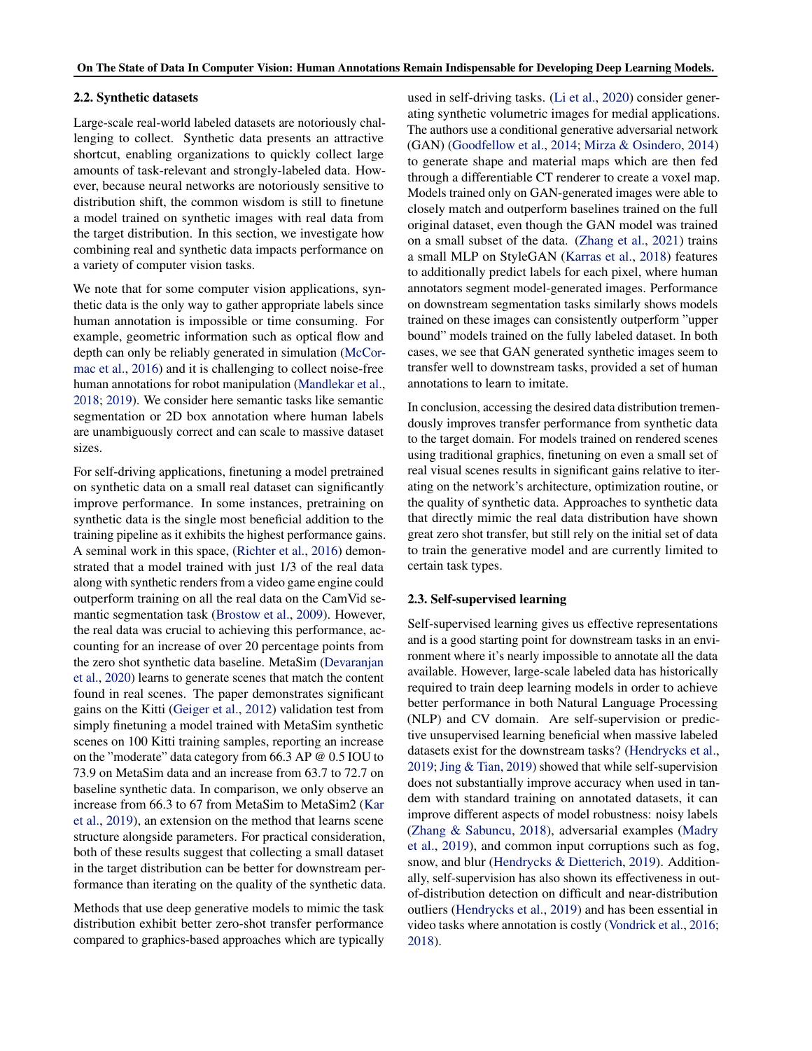## 2.2. Synthetic datasets

Large-scale real-world labeled datasets are notoriously challenging to collect. Synthetic data presents an attractive shortcut, enabling organizations to quickly collect large amounts of task-relevant and strongly-labeled data. However, because neural networks are notoriously sensitive to distribution shift, the common wisdom is still to finetune a model trained on synthetic images with real data from the target distribution. In this section, we investigate how combining real and synthetic data impacts performance on a variety of computer vision tasks.

We note that for some computer vision applications, synthetic data is the only way to gather appropriate labels since human annotation is impossible or time consuming. For example, geometric information such as optical flow and depth can only be reliably generated in simulation (McCormac et al., 2016) and it is challenging to collect noise-free human annotations for robot manipulation (Mandlekar et al., 2018; 2019). We consider here semantic tasks like semantic segmentation or 2D box annotation where human labels are unambiguously correct and can scale to massive dataset sizes.

For self-driving applications, finetuning a model pretrained on synthetic data on a small real dataset can significantly improve performance. In some instances, pretraining on synthetic data is the single most beneficial addition to the training pipeline as it exhibits the highest performance gains. A seminal work in this space, (Richter et al., 2016) demonstrated that a model trained with just 1/3 of the real data along with synthetic renders from a video game engine could outperform training on all the real data on the CamVid semantic segmentation task (Brostow et al., 2009). However, the real data was crucial to achieving this performance, accounting for an increase of over 20 percentage points from the zero shot synthetic data baseline. MetaSim (Devaranjan et al., 2020) learns to generate scenes that match the content found in real scenes. The paper demonstrates significant gains on the Kitti (Geiger et al., 2012) validation test from simply finetuning a model trained with MetaSim synthetic scenes on 100 Kitti training samples, reporting an increase on the "moderate" data category from 66.3 AP @ 0.5 IOU to 73.9 on MetaSim data and an increase from 63.7 to 72.7 on baseline synthetic data. In comparison, we only observe an increase from 66.3 to 67 from MetaSim to MetaSim2 (Kar et al., 2019), an extension on the method that learns scene structure alongside parameters. For practical consideration, both of these results suggest that collecting a small dataset in the target distribution can be better for downstream performance than iterating on the quality of the synthetic data.

Methods that use deep generative models to mimic the task distribution exhibit better zero-shot transfer performance compared to graphics-based approaches which are typically used in self-driving tasks. (Li et al., 2020) consider generating synthetic volumetric images for medial applications. The authors use a conditional generative adversarial network (GAN) (Goodfellow et al., 2014; Mirza & Osindero, 2014) to generate shape and material maps which are then fed through a differentiable CT renderer to create a voxel map. Models trained only on GAN-generated images were able to closely match and outperform baselines trained on the full original dataset, even though the GAN model was trained on a small subset of the data. (Zhang et al., 2021) trains a small MLP on StyleGAN (Karras et al., 2018) features to additionally predict labels for each pixel, where human annotators segment model-generated images. Performance on downstream segmentation tasks similarly shows models trained on these images can consistently outperform "upper bound" models trained on the fully labeled dataset. In both cases, we see that GAN generated synthetic images seem to transfer well to downstream tasks, provided a set of human annotations to learn to imitate.

In conclusion, accessing the desired data distribution tremendously improves transfer performance from synthetic data to the target domain. For models trained on rendered scenes using traditional graphics, finetuning on even a small set of real visual scenes results in significant gains relative to iterating on the network's architecture, optimization routine, or the quality of synthetic data. Approaches to synthetic data that directly mimic the real data distribution have shown great zero shot transfer, but still rely on the initial set of data to train the generative model and are currently limited to certain task types.

## 2.3. Self-supervised learning

Self-supervised learning gives us effective representations and is a good starting point for downstream tasks in an environment where it's nearly impossible to annotate all the data available. However, large-scale labeled data has historically required to train deep learning models in order to achieve better performance in both Natural Language Processing (NLP) and CV domain. Are self-supervision or predictive unsupervised learning beneficial when massive labeled datasets exist for the downstream tasks? (Hendrycks et al., 2019; Jing & Tian, 2019) showed that while self-supervision does not substantially improve accuracy when used in tandem with standard training on annotated datasets, it can improve different aspects of model robustness: noisy labels (Zhang & Sabuncu, 2018), adversarial examples (Madry et al., 2019), and common input corruptions such as fog, snow, and blur (Hendrycks & Dietterich, 2019). Additionally, self-supervision has also shown its effectiveness in out-of-distribution detection on difficult and near-distribution outliers (Hendrycks et al., 2019) and has been essential in video tasks where annotation is costly (Vondrick et al., 2016; 2018).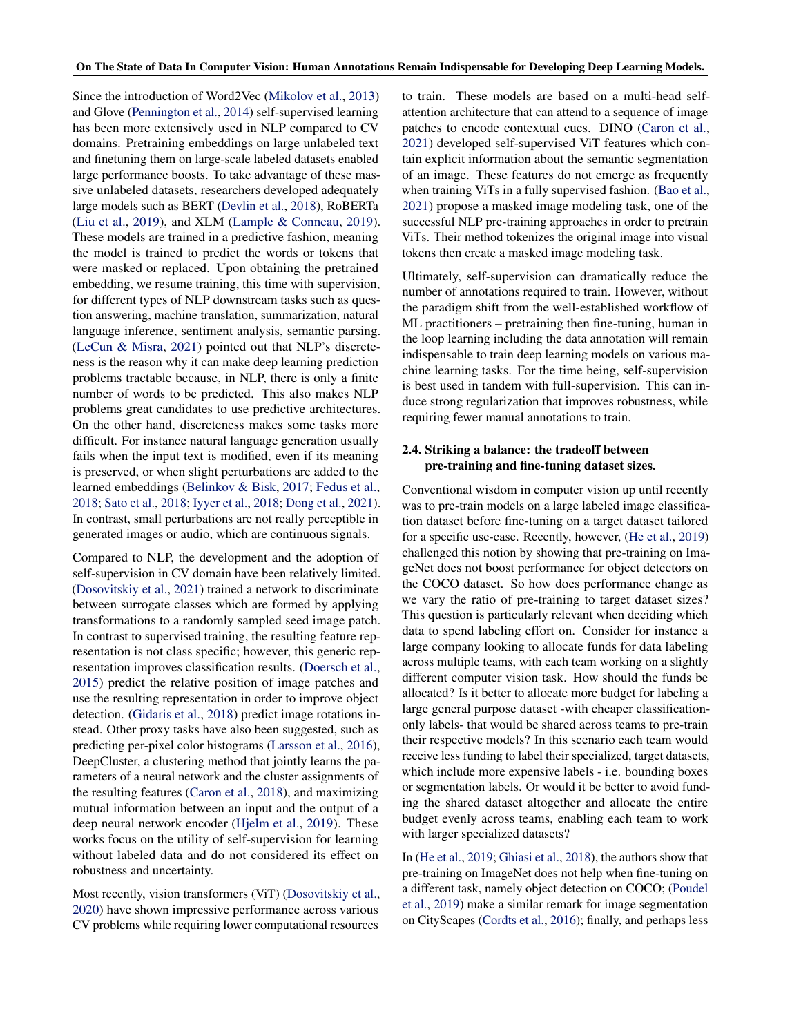Since the introduction of Word2Vec (Mikolov et al., 2013) and Glove (Pennington et al., 2014) self-supervised learning has been more extensively used in NLP compared to CV domains. Pretraining embeddings on large unlabeled text and finetuning them on large-scale labeled datasets enabled large performance boosts. To take advantage of these massive unlabeled datasets, researchers developed adequately large models such as BERT (Devlin et al., 2018), RoBERTa (Liu et al., 2019), and XLM (Lample & Conneau, 2019). These models are trained in a predictive fashion, meaning the model is trained to predict the words or tokens that were masked or replaced. Upon obtaining the pretrained embedding, we resume training, this time with supervision, for different types of NLP downstream tasks such as question answering, machine translation, summarization, natural language inference, sentiment analysis, semantic parsing. (LeCun & Misra, 2021) pointed out that NLP's discreteness is the reason why it can make deep learning prediction problems tractable because, in NLP, there is only a finite number of words to be predicted. This also makes NLP problems great candidates to use predictive architectures. On the other hand, discreteness makes some tasks more difficult. For instance natural language generation usually fails when the input text is modified, even if its meaning is preserved, or when slight perturbations are added to the learned embeddings (Belinkov & Bisk, 2017; Fedus et al., 2018; Sato et al., 2018; Iyyer et al., 2018; Dong et al., 2021). In contrast, small perturbations are not really perceptible in generated images or audio, which are continuous signals.

Compared to NLP, the development and the adoption of self-supervision in CV domain have been relatively limited. (Dosovitskiy et al., 2021) trained a network to discriminate between surrogate classes which are formed by applying transformations to a randomly sampled seed image patch. In contrast to supervised training, the resulting feature representation is not class specific; however, this generic representation improves classification results. (Doersch et al., 2015) predict the relative position of image patches and use the resulting representation in order to improve object detection. (Gidaris et al., 2018) predict image rotations instead. Other proxy tasks have also been suggested, such as predicting per-pixel color histograms (Larsson et al., 2016), DeepCluster, a clustering method that jointly learns the parameters of a neural network and the cluster assignments of the resulting features (Caron et al., 2018), and maximizing mutual information between an input and the output of a deep neural network encoder (Hjelm et al., 2019). These works focus on the utility of self-supervision for learning without labeled data and do not considered its effect on robustness and uncertainty.

Most recently, vision transformers (ViT) (Dosovitskiy et al., 2020) have shown impressive performance across various CV problems while requiring lower computational resources to train. These models are based on a multi-head self-attention architecture that can attend to a sequence of image patches to encode contextual cues. DINO (Caron et al., 2021) developed self-supervised ViT features which contain explicit information about the semantic segmentation of an image. These features do not emerge as frequently when training ViTs in a fully supervised fashion. (Bao et al., 2021) propose a masked image modeling task, one of the successful NLP pre-training approaches in order to pretrain ViTs. Their method tokenizes the original image into visual tokens then create a masked image modeling task.

Ultimately, self-supervision can dramatically reduce the number of annotations required to train. However, without the paradigm shift from the well-established workflow of ML practitioners – pretraining then fine-tuning, human in the loop learning including the data annotation will remain indispensable to train deep learning models on various machine learning tasks. For the time being, self-supervision is best used in tandem with full-supervision. This can induce strong regularization that improves robustness, while requiring fewer manual annotations to train.

### 2.4. Striking a balance: the tradeoff between pre-training and fine-tuning dataset sizes.

Conventional wisdom in computer vision up until recently was to pre-train models on a large labeled image classification dataset before fine-tuning on a target dataset tailored for a specific use-case. Recently, however, (He et al., 2019) challenged this notion by showing that pre-training on ImageNet does not boost performance for object detectors on the COCO dataset. So how does performance change as we vary the ratio of pre-training to target dataset sizes? This question is particularly relevant when deciding which data to spend labeling effort on. Consider for instance a large company looking to allocate funds for data labeling across multiple teams, with each team working on a slightly different computer vision task. How should the funds be allocated? Is it better to allocate more budget for labeling a large general purpose dataset -with cheaper classification-only labels- that would be shared across teams to pre-train their respective models? In this scenario each team would receive less funding to label their specialized, target datasets, which include more expensive labels - i.e. bounding boxes or segmentation labels. Or would it be better to avoid funding the shared dataset altogether and allocate the entire budget evenly across teams, enabling each team to work with larger specialized datasets?

In (He et al., 2019; Ghiasi et al., 2018), the authors show that pre-training on ImageNet does not help when fine-tuning on a different task, namely object detection on COCO; (Poudel et al., 2019) make a similar remark for image segmentation on CityScapes (Cordts et al., 2016); finally, and perhaps less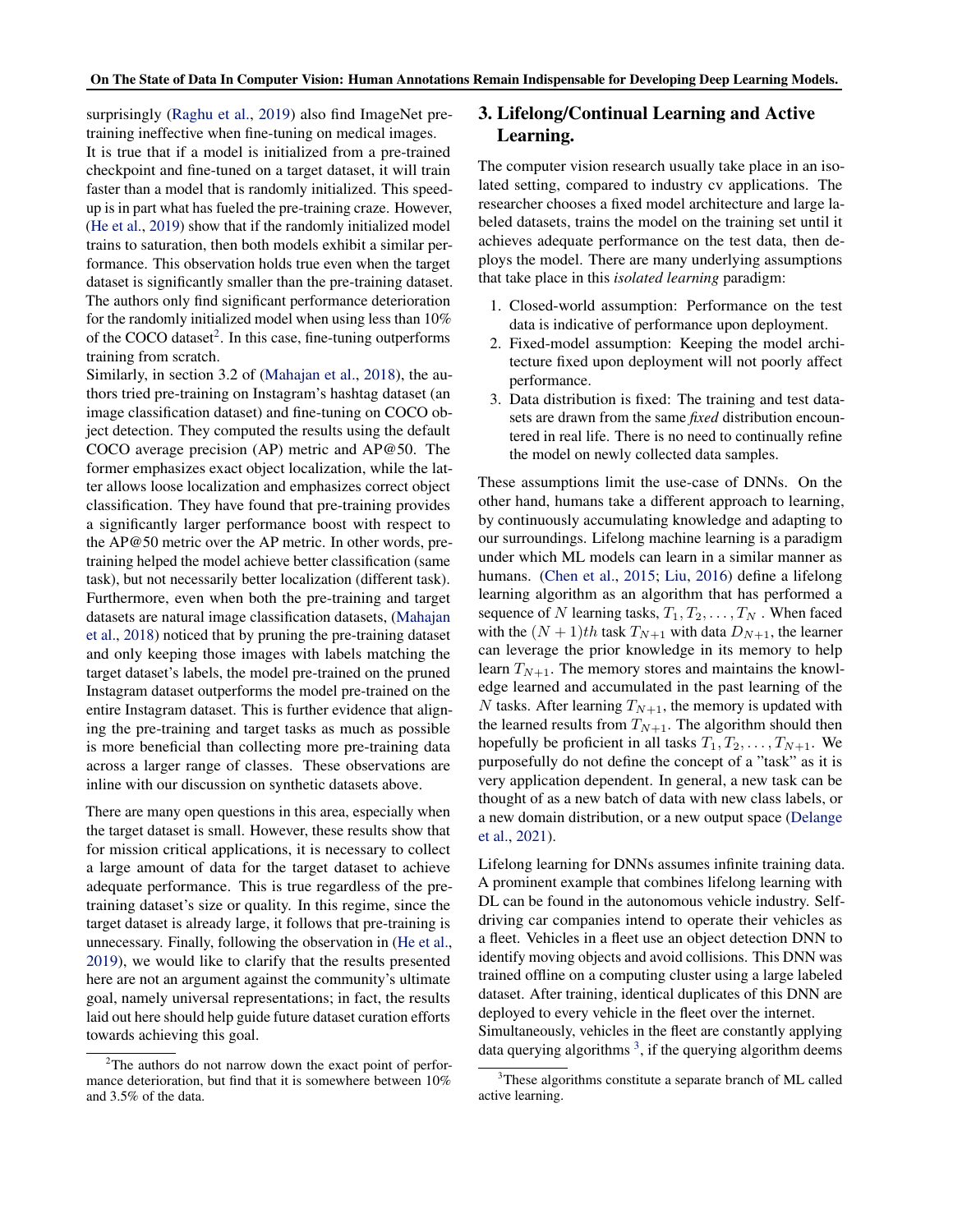surprisingly (Raghu et al., 2019) also find ImageNet pre-training ineffective when fine-tuning on medical images.
It is true that if a model is initialized from a pre-trained checkpoint and fine-tuned on a target dataset, it will train faster than a model that is randomly initialized. This speed-up is in part what has fueled the pre-training craze. However, (He et al., 2019) show that if the randomly initialized model trains to saturation, then both models exhibit a similar performance. This observation holds true even when the target dataset is significantly smaller than the pre-training dataset. The authors only find significant performance deterioration for the randomly initialized model when using less than 10% of the COCO dataset[2]. In this case, fine-tuning outperforms training from scratch.
Similarly, in section 3.2 of (Mahajan et al., 2018), the authors tried pre-training on Instagram's hashtag dataset (an image classification dataset) and fine-tuning on COCO object detection. They computed the results using the default COCO average precision (AP) metric and AP@50. The former emphasizes exact object localization, while the latter allows loose localization and emphasizes correct object classification. They have found that pre-training provides a significantly larger performance boost with respect to the AP@50 metric over the AP metric. In other words, pre-training helped the model achieve better classification (same task), but not necessarily better localization (different task). Furthermore, even when both the pre-training and target datasets are natural image classification datasets, (Mahajan et al., 2018) noticed that by pruning the pre-training dataset and only keeping those images with labels matching the target dataset's labels, the model pre-trained on the pruned Instagram dataset outperforms the model pre-trained on the entire Instagram dataset. This is further evidence that aligning the pre-training and target tasks as much as possible is more beneficial than collecting more pre-training data across a larger range of classes. These observations are inline with our discussion on synthetic datasets above.

There are many open questions in this area, especially when the target dataset is small. However, these results show that for mission critical applications, it is necessary to collect a large amount of data for the target dataset to achieve adequate performance. This is true regardless of the pre-training dataset's size or quality. In this regime, since the target dataset is already large, it follows that pre-training is unnecessary. Finally, following the observation in (He et al., 2019), we would like to clarify that the results presented here are not an argument against the community's ultimate goal, namely universal representations; in fact, the results laid out here should help guide future dataset curation efforts towards achieving this goal.

[2] The authors do not narrow down the exact point of performance deterioration, but find that it is somewhere between 10% and 3.5% of the data.

## 3. Lifelong/Continual Learning and Active Learning.

The computer vision research usually take place in an isolated setting, compared to industry cv applications. The researcher chooses a fixed model architecture and large labeled datasets, trains the model on the training set until it achieves adequate performance on the test data, then deploys the model. There are many underlying assumptions that take place in this *isolated learning* paradigm:

1. Closed-world assumption: Performance on the test data is indicative of performance upon deployment.
2. Fixed-model assumption: Keeping the model architecture fixed upon deployment will not poorly affect performance.
3. Data distribution is fixed: The training and test datasets are drawn from the same *fixed* distribution encountered in real life. There is no need to continually refine the model on newly collected data samples.

These assumptions limit the use-case of DNNs. On the other hand, humans take a different approach to learning, by continuously accumulating knowledge and adapting to our surroundings. Lifelong machine learning is a paradigm under which ML models can learn in a similar manner as humans. (Chen et al., 2015; Liu, 2016) define a lifelong learning algorithm as an algorithm that has performed a sequence of $N$ learning tasks, $T_1, T_2, \ldots, T_N$ . When faced with the $(N+1)th$ task $T_{N+1}$ with data $D_{N+1}$, the learner can leverage the prior knowledge in its memory to help learn $T_{N+1}$. The memory stores and maintains the knowledge learned and accumulated in the past learning of the $N$ tasks. After learning $T_{N+1}$, the memory is updated with the learned results from $T_{N+1}$. The algorithm should then hopefully be proficient in all tasks $T_1, T_2, \ldots, T_{N+1}$. We purposefully do not define the concept of a "task" as it is very application dependent. In general, a new task can be thought of as a new batch of data with new class labels, or a new domain distribution, or a new output space (Delange et al., 2021).

Lifelong learning for DNNs assumes infinite training data. A prominent example that combines lifelong learning with DL can be found in the autonomous vehicle industry. Self-driving car companies intend to operate their vehicles as a fleet. Vehicles in a fleet use an object detection DNN to identify moving objects and avoid collisions. This DNN was trained offline on a computing cluster using a large labeled dataset. After training, identical duplicates of this DNN are deployed to every vehicle in the fleet over the internet.
Simultaneously, vehicles in the fleet are constantly applying data querying algorithms [3], if the querying algorithm deems

[3] These algorithms constitute a separate branch of ML called active learning.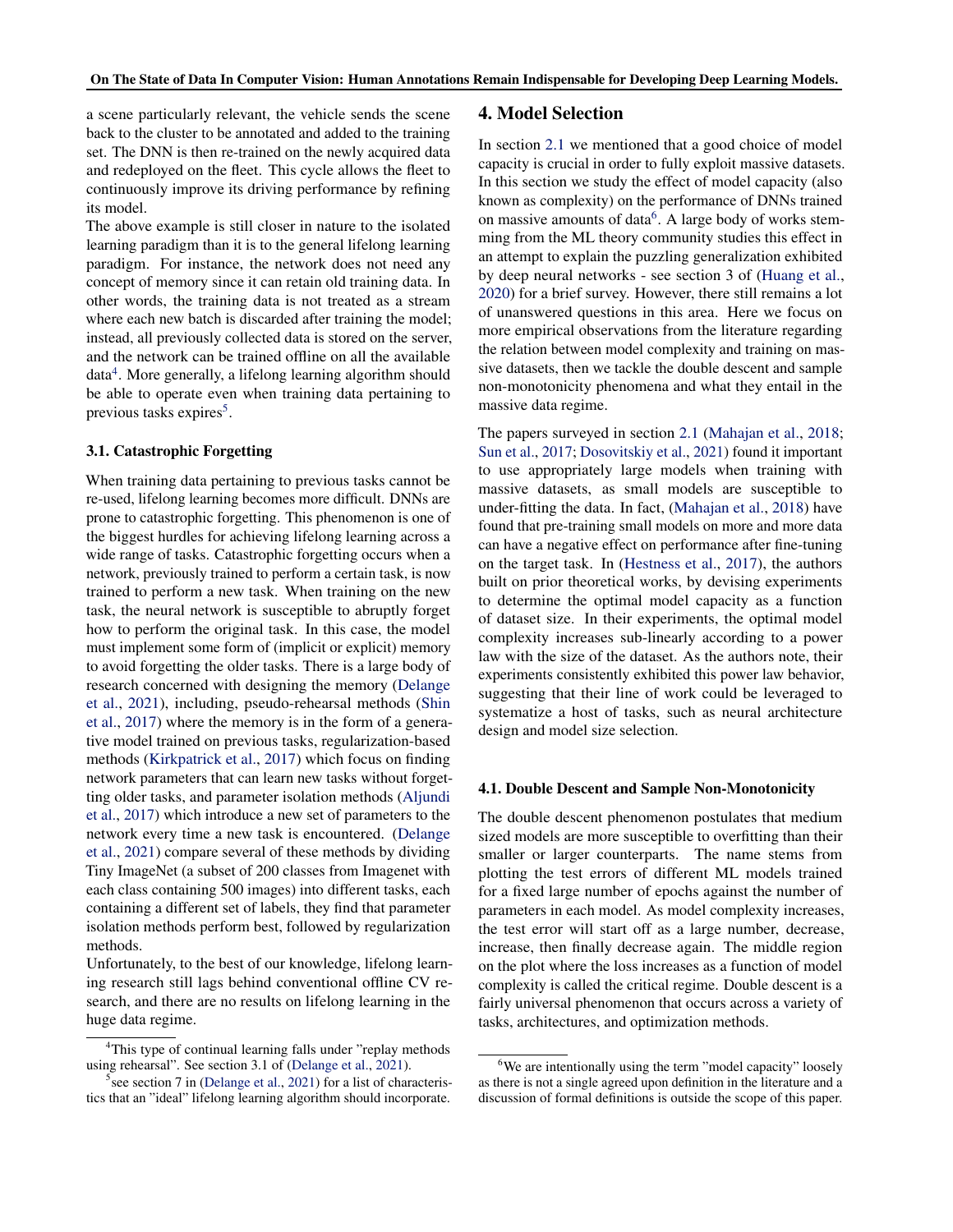a scene particularly relevant, the vehicle sends the scene back to the cluster to be annotated and added to the training set. The DNN is then re-trained on the newly acquired data and redeployed on the fleet. This cycle allows the fleet to continuously improve its driving performance by refining its model.

The above example is still closer in nature to the isolated learning paradigm than it is to the general lifelong learning paradigm. For instance, the network does not need any concept of memory since it can retain old training data. In other words, the training data is not treated as a stream where each new batch is discarded after training the model; instead, all previously collected data is stored on the server, and the network can be trained offline on all the available data[4]. More generally, a lifelong learning algorithm should be able to operate even when training data pertaining to previous tasks expires[5].

### 3.1. Catastrophic Forgetting

When training data pertaining to previous tasks cannot be re-used, lifelong learning becomes more difficult. DNNs are prone to catastrophic forgetting. This phenomenon is one of the biggest hurdles for achieving lifelong learning across a wide range of tasks. Catastrophic forgetting occurs when a network, previously trained to perform a certain task, is now trained to perform a new task. When training on the new task, the neural network is susceptible to abruptly forget how to perform the original task. In this case, the model must implement some form of (implicit or explicit) memory to avoid forgetting the older tasks. There is a large body of research concerned with designing the memory (Delange et al., 2021), including, pseudo-rehearsal methods (Shin et al., 2017) where the memory is in the form of a generative model trained on previous tasks, regularization-based methods (Kirkpatrick et al., 2017) which focus on finding network parameters that can learn new tasks without forgetting older tasks, and parameter isolation methods (Aljundi et al., 2017) which introduce a new set of parameters to the network every time a new task is encountered. (Delange et al., 2021) compare several of these methods by dividing Tiny ImageNet (a subset of 200 classes from Imagenet with each class containing 500 images) into different tasks, each containing a different set of labels, they find that parameter isolation methods perform best, followed by regularization methods.

Unfortunately, to the best of our knowledge, lifelong learning research still lags behind conventional offline CV research, and there are no results on lifelong learning in the huge data regime.

[4] This type of continual learning falls under "replay methods using rehearsal". See section 3.1 of (Delange et al., 2021).

[5] see section 7 in (Delange et al., 2021) for a list of characteristics that an "ideal" lifelong learning algorithm should incorporate.

## 4. Model Selection

In section 2.1 we mentioned that a good choice of model capacity is crucial in order to fully exploit massive datasets. In this section we study the effect of model capacity (also known as complexity) on the performance of DNNs trained on massive amounts of data[6]. A large body of works stemming from the ML theory community studies this effect in an attempt to explain the puzzling generalization exhibited by deep neural networks - see section 3 of (Huang et al., 2020) for a brief survey. However, there still remains a lot of unanswered questions in this area. Here we focus on more empirical observations from the literature regarding the relation between model complexity and training on massive datasets, then we tackle the double descent and sample non-monotonicity phenomena and what they entail in the massive data regime.

The papers surveyed in section 2.1 (Mahajan et al., 2018; Sun et al., 2017; Dosovitskiy et al., 2021) found it important to use appropriately large models when training with massive datasets, as small models are susceptible to under-fitting the data. In fact, (Mahajan et al., 2018) have found that pre-training small models on more and more data can have a negative effect on performance after fine-tuning on the target task. In (Hestness et al., 2017), the authors built on prior theoretical works, by devising experiments to determine the optimal model capacity as a function of dataset size. In their experiments, the optimal model complexity increases sub-linearly according to a power law with the size of the dataset. As the authors note, their experiments consistently exhibited this power law behavior, suggesting that their line of work could be leveraged to systematize a host of tasks, such as neural architecture design and model size selection.

### 4.1. Double Descent and Sample Non-Monotonicity

The double descent phenomenon postulates that medium sized models are more susceptible to overfitting than their smaller or larger counterparts. The name stems from plotting the test errors of different ML models trained for a fixed large number of epochs against the number of parameters in each model. As model complexity increases, the test error will start off as a large number, decrease, increase, then finally decrease again. The middle region on the plot where the loss increases as a function of model complexity is called the critical regime. Double descent is a fairly universal phenomenon that occurs across a variety of tasks, architectures, and optimization methods.

[6] We are intentionally using the term "model capacity" loosely as there is not a single agreed upon definition in the literature and a discussion of formal definitions is outside the scope of this paper.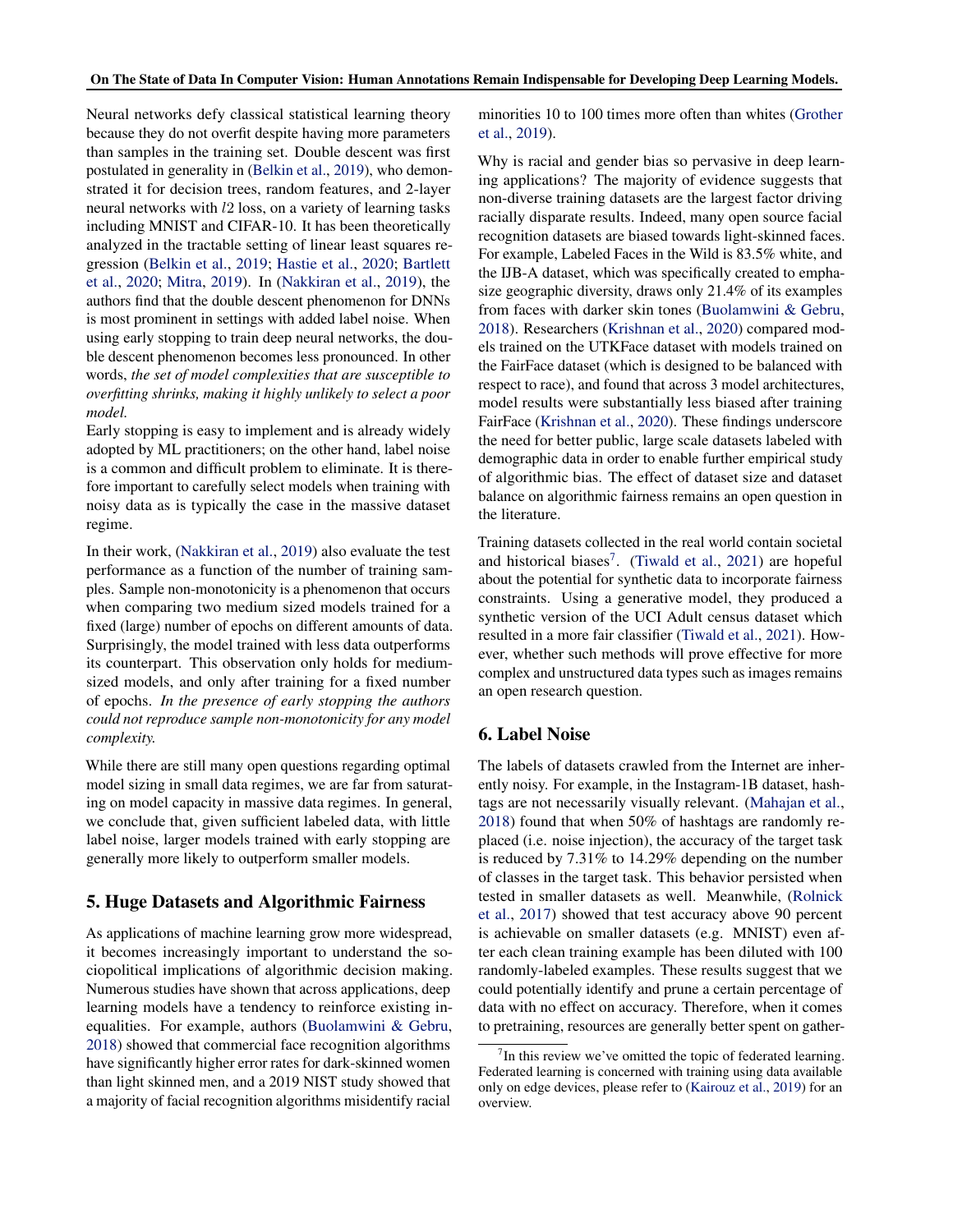Neural networks defy classical statistical learning theory because they do not overfit despite having more parameters than samples in the training set. Double descent was first postulated in generality in (Belkin et al., 2019), who demonstrated it for decision trees, random features, and 2-layer neural networks with $l2$ loss, on a variety of learning tasks including MNIST and CIFAR-10. It has been theoretically analyzed in the tractable setting of linear least squares regression (Belkin et al., 2019; Hastie et al., 2020; Bartlett et al., 2020; Mitra, 2019). In (Nakkiran et al., 2019), the authors find that the double descent phenomenon for DNNs is most prominent in settings with added label noise. When using early stopping to train deep neural networks, the double descent phenomenon becomes less pronounced. In other words, *the set of model complexities that are susceptible to overfitting shrinks, making it highly unlikely to select a poor model.*

Early stopping is easy to implement and is already widely adopted by ML practitioners; on the other hand, label noise is a common and difficult problem to eliminate. It is therefore important to carefully select models when training with noisy data as is typically the case in the massive dataset regime.

In their work, (Nakkiran et al., 2019) also evaluate the test performance as a function of the number of training samples. Sample non-monotonicity is a phenomenon that occurs when comparing two medium sized models trained for a fixed (large) number of epochs on different amounts of data. Surprisingly, the model trained with less data outperforms its counterpart. This observation only holds for medium-sized models, and only after training for a fixed number of epochs. *In the presence of early stopping the authors could not reproduce sample non-monotonicity for any model complexity.*

While there are still many open questions regarding optimal model sizing in small data regimes, we are far from saturating on model capacity in massive data regimes. In general, we conclude that, given sufficient labeled data, with little label noise, larger models trained with early stopping are generally more likely to outperform smaller models.

## 5. Huge Datasets and Algorithmic Fairness

As applications of machine learning grow more widespread, it becomes increasingly important to understand the sociopolitical implications of algorithmic decision making. Numerous studies have shown that across applications, deep learning models have a tendency to reinforce existing inequalities. For example, authors (Buolamwini & Gebru, 2018) showed that commercial face recognition algorithms have significantly higher error rates for dark-skinned women than light skinned men, and a 2019 NIST study showed that a majority of facial recognition algorithms misidentify racial minorities 10 to 100 times more often than whites (Grother et al., 2019).

Why is racial and gender bias so pervasive in deep learning applications? The majority of evidence suggests that non-diverse training datasets are the largest factor driving racially disparate results. Indeed, many open source facial recognition datasets are biased towards light-skinned faces. For example, Labeled Faces in the Wild is 83.5% white, and the IJB-A dataset, which was specifically created to emphasize geographic diversity, draws only 21.4% of its examples from faces with darker skin tones (Buolamwini & Gebru, 2018). Researchers (Krishnan et al., 2020) compared models trained on the UTKFace dataset with models trained on the FairFace dataset (which is designed to be balanced with respect to race), and found that across 3 model architectures, model results were substantially less biased after training FairFace (Krishnan et al., 2020). These findings underscore the need for better public, large scale datasets labeled with demographic data in order to enable further empirical study of algorithmic bias. The effect of dataset size and dataset balance on algorithmic fairness remains an open question in the literature.

Training datasets collected in the real world contain societal and historical biases[7]. (Tiwald et al., 2021) are hopeful about the potential for synthetic data to incorporate fairness constraints. Using a generative model, they produced a synthetic version of the UCI Adult census dataset which resulted in a more fair classifier (Tiwald et al., 2021). However, whether such methods will prove effective for more complex and unstructured data types such as images remains an open research question.

## 6. Label Noise

The labels of datasets crawled from the Internet are inherently noisy. For example, in the Instagram-1B dataset, hashtags are not necessarily visually relevant. (Mahajan et al., 2018) found that when 50% of hashtags are randomly replaced (i.e. noise injection), the accuracy of the target task is reduced by 7.31% to 14.29% depending on the number of classes in the target task. This behavior persisted when tested in smaller datasets as well. Meanwhile, (Rolnick et al., 2017) showed that test accuracy above 90 percent is achievable on smaller datasets (e.g. MNIST) even after each clean training example has been diluted with 100 randomly-labeled examples. These results suggest that we could potentially identify and prune a certain percentage of data with no effect on accuracy. Therefore, when it comes to pretraining, resources are generally better spent on gather-

[7] In this review we've omitted the topic of federated learning. Federated learning is concerned with training using data available only on edge devices, please refer to (Kairouz et al., 2019) for an overview.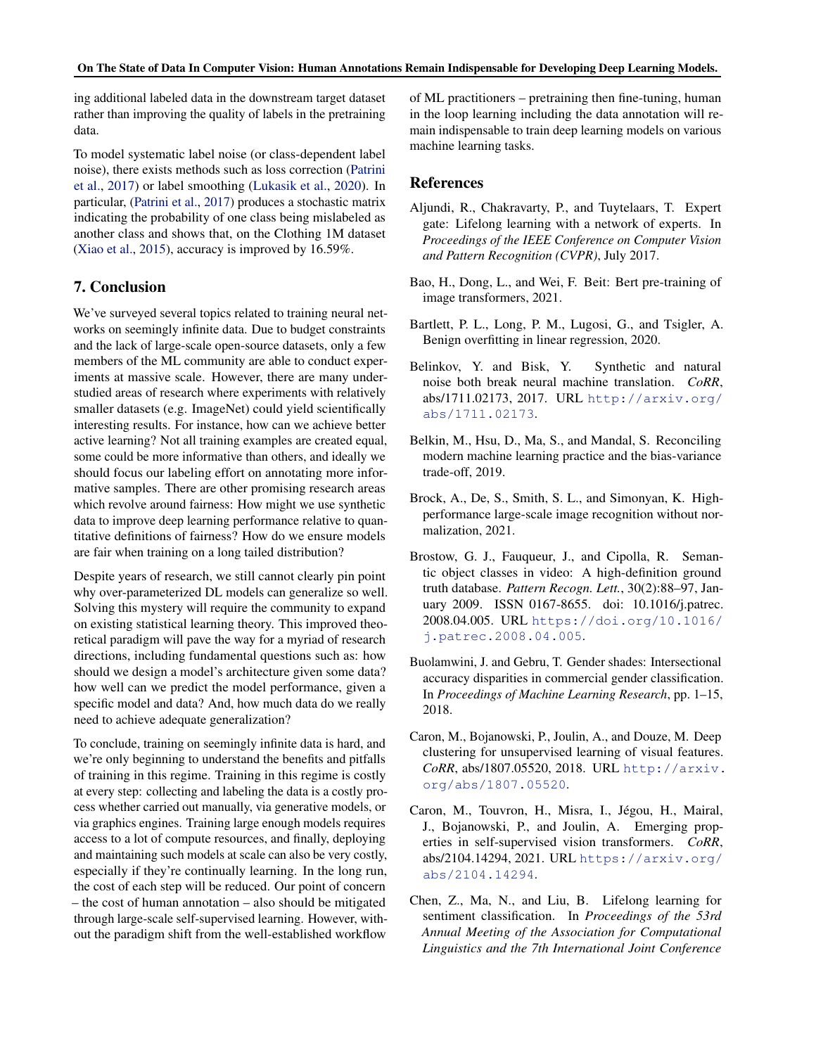ing additional labeled data in the downstream target dataset rather than improving the quality of labels in the pretraining data.

To model systematic label noise (or class-dependent label noise), there exists methods such as loss correction (Patrini et al., 2017) or label smoothing (Lukasik et al., 2020). In particular, (Patrini et al., 2017) produces a stochastic matrix indicating the probability of one class being mislabeled as another class and shows that, on the Clothing 1M dataset (Xiao et al., 2015), accuracy is improved by 16.59%.

## 7. Conclusion

We've surveyed several topics related to training neural networks on seemingly infinite data. Due to budget constraints and the lack of large-scale open-source datasets, only a few members of the ML community are able to conduct experiments at massive scale. However, there are many understudied areas of research where experiments with relatively smaller datasets (e.g. ImageNet) could yield scientifically interesting results. For instance, how can we achieve better active learning? Not all training examples are created equal, some could be more informative than others, and ideally we should focus our labeling effort on annotating more informative samples. There are other promising research areas which revolve around fairness: How might we use synthetic data to improve deep learning performance relative to quantitative definitions of fairness? How do we ensure models are fair when training on a long tailed distribution?

Despite years of research, we still cannot clearly pin point why over-parameterized DL models can generalize so well. Solving this mystery will require the community to expand on existing statistical learning theory. This improved theoretical paradigm will pave the way for a myriad of research directions, including fundamental questions such as: how should we design a model's architecture given some data? how well can we predict the model performance, given a specific model and data? And, how much data do we really need to achieve adequate generalization?

To conclude, training on seemingly infinite data is hard, and we're only beginning to understand the benefits and pitfalls of training in this regime. Training in this regime is costly at every step: collecting and labeling the data is a costly process whether carried out manually, via generative models, or via graphics engines. Training large enough models requires access to a lot of compute resources, and finally, deploying and maintaining such models at scale can also be very costly, especially if they're continually learning. In the long run, the cost of each step will be reduced. Our point of concern – the cost of human annotation – also should be mitigated through large-scale self-supervised learning. However, without the paradigm shift from the well-established workflow of ML practitioners – pretraining then fine-tuning, human in the loop learning including the data annotation will remain indispensable to train deep learning models on various machine learning tasks.

## References

Aljundi, R., Chakravarty, P., and Tuytelaars, T. Expert gate: Lifelong learning with a network of experts. In *Proceedings of the IEEE Conference on Computer Vision and Pattern Recognition (CVPR)*, July 2017.

Bao, H., Dong, L., and Wei, F. Beit: Bert pre-training of image transformers, 2021.

Bartlett, P. L., Long, P. M., Lugosi, G., and Tsigler, A. Benign overfitting in linear regression, 2020.

Belinkov, Y. and Bisk, Y. Synthetic and natural noise both break neural machine translation. *CoRR*, abs/1711.02173, 2017. URL http://arxiv.org/abs/1711.02173.

Belkin, M., Hsu, D., Ma, S., and Mandal, S. Reconciling modern machine learning practice and the bias-variance trade-off, 2019.

Brock, A., De, S., Smith, S. L., and Simonyan, K. High-performance large-scale image recognition without normalization, 2021.

Brostow, G. J., Fauqueur, J., and Cipolla, R. Semantic object classes in video: A high-definition ground truth database. *Pattern Recogn. Lett.*, 30(2):88–97, January 2009. ISSN 0167-8655. doi: 10.1016/j.patrec.2008.04.005. URL https://doi.org/10.1016/j.patrec.2008.04.005.

Buolamwini, J. and Gebru, T. Gender shades: Intersectional accuracy disparities in commercial gender classification. In *Proceedings of Machine Learning Research*, pp. 1–15, 2018.

Caron, M., Bojanowski, P., Joulin, A., and Douze, M. Deep clustering for unsupervised learning of visual features. *CoRR*, abs/1807.05520, 2018. URL http://arxiv.org/abs/1807.05520.

Caron, M., Touvron, H., Misra, I., Jégou, H., Mairal, J., Bojanowski, P., and Joulin, A. Emerging properties in self-supervised vision transformers. *CoRR*, abs/2104.14294, 2021. URL https://arxiv.org/abs/2104.14294.

Chen, Z., Ma, N., and Liu, B. Lifelong learning for sentiment classification. In *Proceedings of the 53rd Annual Meeting of the Association for Computational Linguistics and the 7th International Joint Conference*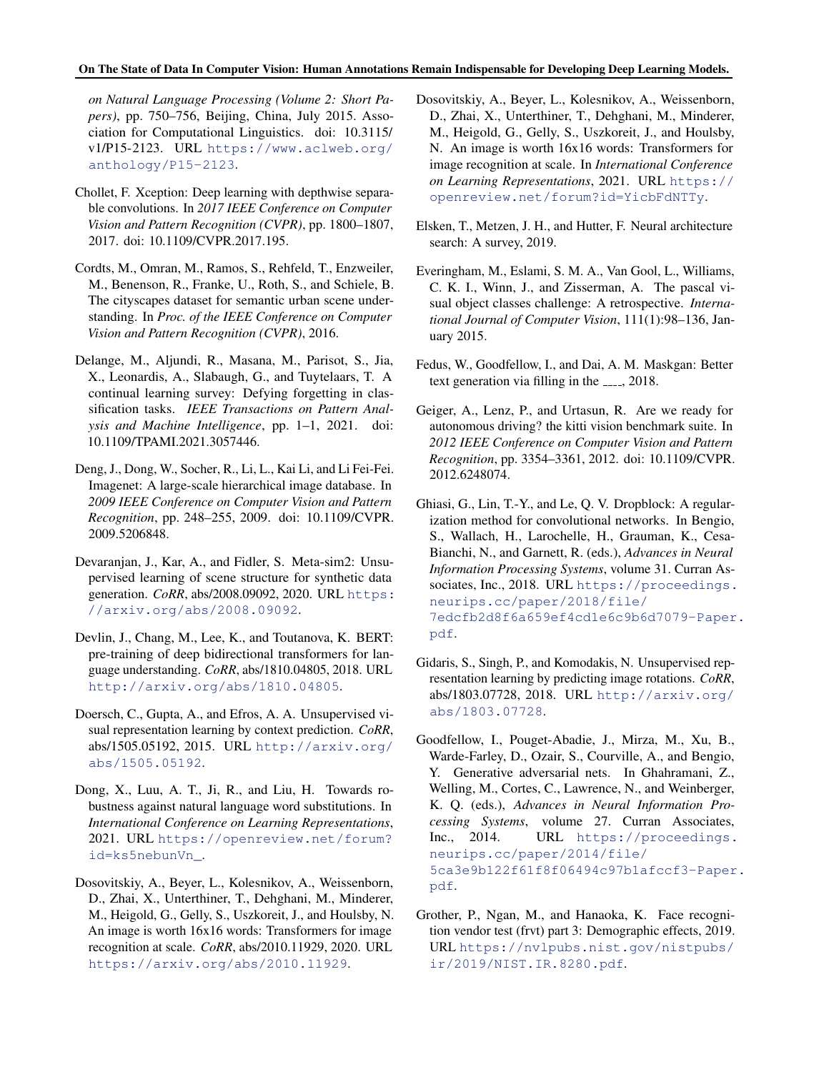*on Natural Language Processing (Volume 2: Short Papers)*, pp. 750–756, Beijing, China, July 2015. Association for Computational Linguistics. doi: 10.3115/v1/P15-2123. URL https://www.aclweb.org/anthology/P15-2123.

Chollet, F. Xception: Deep learning with depthwise separable convolutions. In *2017 IEEE Conference on Computer Vision and Pattern Recognition (CVPR)*, pp. 1800–1807, 2017. doi: 10.1109/CVPR.2017.195.

Cordts, M., Omran, M., Ramos, S., Rehfeld, T., Enzweiler, M., Benenson, R., Franke, U., Roth, S., and Schiele, B. The cityscapes dataset for semantic urban scene understanding. In *Proc. of the IEEE Conference on Computer Vision and Pattern Recognition (CVPR)*, 2016.

Delange, M., Aljundi, R., Masana, M., Parisot, S., Jia, X., Leonardis, A., Slabaugh, G., and Tuytelaars, T. A continual learning survey: Defying forgetting in classification tasks. *IEEE Transactions on Pattern Analysis and Machine Intelligence*, pp. 1–1, 2021. doi: 10.1109/TPAMI.2021.3057446.

Deng, J., Dong, W., Socher, R., Li, L., Kai Li, and Li Fei-Fei. Imagenet: A large-scale hierarchical image database. In *2009 IEEE Conference on Computer Vision and Pattern Recognition*, pp. 248–255, 2009. doi: 10.1109/CVPR.2009.5206848.

Devaranjan, J., Kar, A., and Fidler, S. Meta-sim2: Unsupervised learning of scene structure for synthetic data generation. *CoRR*, abs/2008.09092, 2020. URL https://arxiv.org/abs/2008.09092.

Devlin, J., Chang, M., Lee, K., and Toutanova, K. BERT: pre-training of deep bidirectional transformers for language understanding. *CoRR*, abs/1810.04805, 2018. URL http://arxiv.org/abs/1810.04805.

Doersch, C., Gupta, A., and Efros, A. A. Unsupervised visual representation learning by context prediction. *CoRR*, abs/1505.05192, 2015. URL http://arxiv.org/abs/1505.05192.

Dong, X., Luu, A. T., Ji, R., and Liu, H. Towards robustness against natural language word substitutions. In *International Conference on Learning Representations*, 2021. URL https://openreview.net/forum?id=ks5nebunVn_.

Dosovitskiy, A., Beyer, L., Kolesnikov, A., Weissenborn, D., Zhai, X., Unterthiner, T., Dehghani, M., Minderer, M., Heigold, G., Gelly, S., Uszkoreit, J., and Houlsby, N. An image is worth 16x16 words: Transformers for image recognition at scale. *CoRR*, abs/2010.11929, 2020. URL https://arxiv.org/abs/2010.11929.

Dosovitskiy, A., Beyer, L., Kolesnikov, A., Weissenborn, D., Zhai, X., Unterthiner, T., Dehghani, M., Minderer, M., Heigold, G., Gelly, S., Uszkoreit, J., and Houlsby, N. An image is worth 16x16 words: Transformers for image recognition at scale. In *International Conference on Learning Representations*, 2021. URL https://openreview.net/forum?id=YicbFdNTTy.

Elsken, T., Metzen, J. H., and Hutter, F. Neural architecture search: A survey, 2019.

Everingham, M., Eslami, S. M. A., Van Gool, L., Williams, C. K. I., Winn, J., and Zisserman, A. The pascal visual object classes challenge: A retrospective. *International Journal of Computer Vision*, 111(1):98–136, January 2015.

Fedus, W., Goodfellow, I., and Dai, A. M. Maskgan: Better text generation via filling in the ____, 2018.

Geiger, A., Lenz, P., and Urtasun, R. Are we ready for autonomous driving? the kitti vision benchmark suite. In *2012 IEEE Conference on Computer Vision and Pattern Recognition*, pp. 3354–3361, 2012. doi: 10.1109/CVPR.2012.6248074.

Ghiasi, G., Lin, T.-Y., and Le, Q. V. Dropblock: A regularization method for convolutional networks. In Bengio, S., Wallach, H., Larochelle, H., Grauman, K., Cesa-Bianchi, N., and Garnett, R. (eds.), *Advances in Neural Information Processing Systems*, volume 31. Curran Associates, Inc., 2018. URL https://proceedings.neurips.cc/paper/2018/file/7edcfb2d8f6a659ef4cd1e6c9b6d7079-Paper.pdf.

Gidaris, S., Singh, P., and Komodakis, N. Unsupervised representation learning by predicting image rotations. *CoRR*, abs/1803.07728, 2018. URL http://arxiv.org/abs/1803.07728.

Goodfellow, I., Pouget-Abadie, J., Mirza, M., Xu, B., Warde-Farley, D., Ozair, S., Courville, A., and Bengio, Y. Generative adversarial nets. In Ghahramani, Z., Welling, M., Cortes, C., Lawrence, N., and Weinberger, K. Q. (eds.), *Advances in Neural Information Processing Systems*, volume 27. Curran Associates, Inc., 2014. URL https://proceedings.neurips.cc/paper/2014/file/5ca3e9b122f61f8f06494c97b1afccf3-Paper.pdf.

Grother, P., Ngan, M., and Hanaoka, K. Face recognition vendor test (frvt) part 3: Demographic effects, 2019. URL https://nvlpubs.nist.gov/nistpubs/ir/2019/NIST.IR.8280.pdf.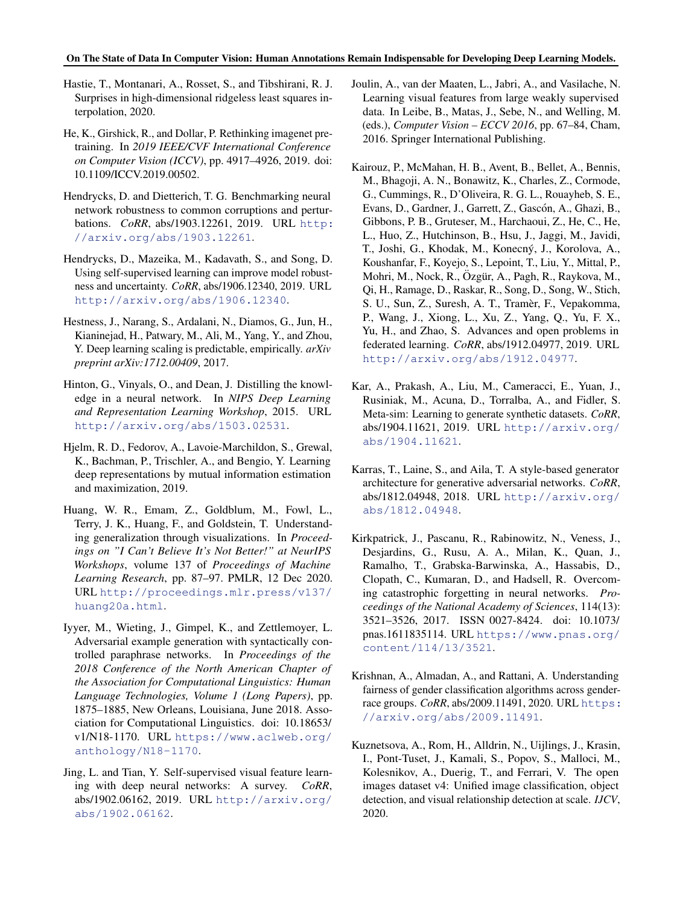Hastie, T., Montanari, A., Rosset, S., and Tibshirani, R. J. Surprises in high-dimensional ridgeless least squares interpolation, 2020.

He, K., Girshick, R., and Dollar, P. Rethinking imagenet pretraining. In *2019 IEEE/CVF International Conference on Computer Vision (ICCV)*, pp. 4917–4926, 2019. doi: 10.1109/ICCV.2019.00502.

Hendrycks, D. and Dietterich, T. G. Benchmarking neural network robustness to common corruptions and perturbations. *CoRR*, abs/1903.12261, 2019. URL http://arxiv.org/abs/1903.12261.

Hendrycks, D., Mazeika, M., Kadavath, S., and Song, D. Using self-supervised learning can improve model robustness and uncertainty. *CoRR*, abs/1906.12340, 2019. URL http://arxiv.org/abs/1906.12340.

Hestness, J., Narang, S., Ardalani, N., Diamos, G., Jun, H., Kianinejad, H., Patwary, M., Ali, M., Yang, Y., and Zhou, Y. Deep learning scaling is predictable, empirically. *arXiv preprint arXiv:1712.00409*, 2017.

Hinton, G., Vinyals, O., and Dean, J. Distilling the knowledge in a neural network. In *NIPS Deep Learning and Representation Learning Workshop*, 2015. URL http://arxiv.org/abs/1503.02531.

Hjelm, R. D., Fedorov, A., Lavoie-Marchildon, S., Grewal, K., Bachman, P., Trischler, A., and Bengio, Y. Learning deep representations by mutual information estimation and maximization, 2019.

Huang, W. R., Emam, Z., Goldblum, M., Fowl, L., Terry, J. K., Huang, F., and Goldstein, T. Understanding generalization through visualizations. In *Proceedings on "I Can't Believe It's Not Better!" at NeurIPS Workshops*, volume 137 of *Proceedings of Machine Learning Research*, pp. 87–97. PMLR, 12 Dec 2020. URL http://proceedings.mlr.press/v137/huang20a.html.

Iyyer, M., Wieting, J., Gimpel, K., and Zettlemoyer, L. Adversarial example generation with syntactically controlled paraphrase networks. In *Proceedings of the 2018 Conference of the North American Chapter of the Association for Computational Linguistics: Human Language Technologies, Volume 1 (Long Papers)*, pp. 1875–1885, New Orleans, Louisiana, June 2018. Association for Computational Linguistics. doi: 10.18653/v1/N18-1170. URL https://www.aclweb.org/anthology/N18-1170.

Jing, L. and Tian, Y. Self-supervised visual feature learning with deep neural networks: A survey. *CoRR*, abs/1902.06162, 2019. URL http://arxiv.org/abs/1902.06162.

Joulin, A., van der Maaten, L., Jabri, A., and Vasilache, N. Learning visual features from large weakly supervised data. In Leibe, B., Matas, J., Sebe, N., and Welling, M. (eds.), *Computer Vision – ECCV 2016*, pp. 67–84, Cham, 2016. Springer International Publishing.

Kairouz, P., McMahan, H. B., Avent, B., Bellet, A., Bennis, M., Bhagoji, A. N., Bonawitz, K., Charles, Z., Cormode, G., Cummings, R., D'Oliveira, R. G. L., Rouayheb, S. E., Evans, D., Gardner, J., Garrett, Z., Gascón, A., Ghazi, B., Gibbons, P. B., Gruteser, M., Harchaoui, Z., He, C., He, L., Huo, Z., Hutchinson, B., Hsu, J., Jaggi, M., Javidi, T., Joshi, G., Khodak, M., Konecný, J., Korolova, A., Koushanfar, F., Koyejo, S., Lepoint, T., Liu, Y., Mittal, P., Mohri, M., Nock, R., Özgür, A., Pagh, R., Raykova, M., Qi, H., Ramage, D., Raskar, R., Song, D., Song, W., Stich, S. U., Sun, Z., Suresh, A. T., Tramèr, F., Vepakomma, P., Wang, J., Xiong, L., Xu, Z., Yang, Q., Yu, F. X., Yu, H., and Zhao, S. Advances and open problems in federated learning. *CoRR*, abs/1912.04977, 2019. URL http://arxiv.org/abs/1912.04977.

Kar, A., Prakash, A., Liu, M., Cameracci, E., Yuan, J., Rusiniak, M., Acuna, D., Torralba, A., and Fidler, S. Meta-sim: Learning to generate synthetic datasets. *CoRR*, abs/1904.11621, 2019. URL http://arxiv.org/abs/1904.11621.

Karras, T., Laine, S., and Aila, T. A style-based generator architecture for generative adversarial networks. *CoRR*, abs/1812.04948, 2018. URL http://arxiv.org/abs/1812.04948.

Kirkpatrick, J., Pascanu, R., Rabinowitz, N., Veness, J., Desjardins, G., Rusu, A. A., Milan, K., Quan, J., Ramalho, T., Grabska-Barwinska, A., Hassabis, D., Clopath, C., Kumaran, D., and Hadsell, R. Overcoming catastrophic forgetting in neural networks. *Proceedings of the National Academy of Sciences*, 114(13): 3521–3526, 2017. ISSN 0027-8424. doi: 10.1073/pnas.1611835114. URL https://www.pnas.org/content/114/13/3521.

Krishnan, A., Almadan, A., and Rattani, A. Understanding fairness of gender classification algorithms across gender-race groups. *CoRR*, abs/2009.11491, 2020. URL https://arxiv.org/abs/2009.11491.

Kuznetsova, A., Rom, H., Alldrin, N., Uijlings, J., Krasin, I., Pont-Tuset, J., Kamali, S., Popov, S., Malloci, M., Kolesnikov, A., Duerig, T., and Ferrari, V. The open images dataset v4: Unified image classification, object detection, and visual relationship detection at scale. *IJCV*, 2020.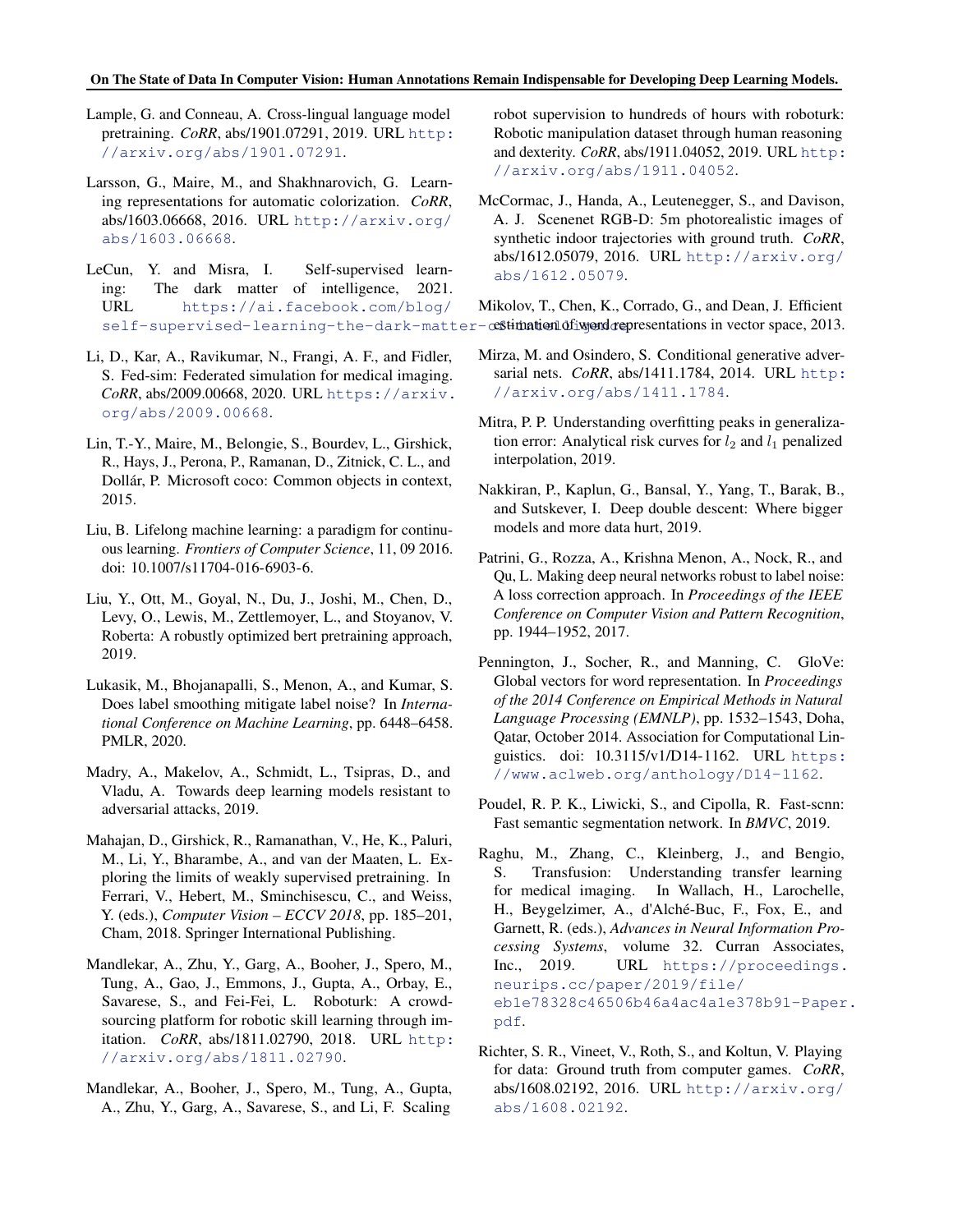Lample, G. and Conneau, A. Cross-lingual language model pretraining. *CoRR*, abs/1901.07291, 2019. URL http://arxiv.org/abs/1901.07291.

Larsson, G., Maire, M., and Shakhnarovich, G. Learning representations for automatic colorization. *CoRR*, abs/1603.06668, 2016. URL http://arxiv.org/abs/1603.06668.

LeCun, Y. and Misra, I. Self-supervised learning: The dark matter of intelligence, 2021. URL https://ai.facebook.com/blog/self-supervised-learning-the-dark-matter-of-intelligence.

Li, D., Kar, A., Ravikumar, N., Frangi, A. F., and Fidler, S. Fed-sim: Federated simulation for medical imaging. *CoRR*, abs/2009.00668, 2020. URL https://arxiv.org/abs/2009.00668.

Lin, T.-Y., Maire, M., Belongie, S., Bourdev, L., Girshick, R., Hays, J., Perona, P., Ramanan, D., Zitnick, C. L., and Dollár, P. Microsoft coco: Common objects in context, 2015.

Liu, B. Lifelong machine learning: a paradigm for continuous learning. *Frontiers of Computer Science*, 11, 09 2016. doi: 10.1007/s11704-016-6903-6.

Liu, Y., Ott, M., Goyal, N., Du, J., Joshi, M., Chen, D., Levy, O., Lewis, M., Zettlemoyer, L., and Stoyanov, V. Roberta: A robustly optimized bert pretraining approach, 2019.

Lukasik, M., Bhojanapalli, S., Menon, A., and Kumar, S. Does label smoothing mitigate label noise? In *International Conference on Machine Learning*, pp. 6448–6458. PMLR, 2020.

Madry, A., Makelov, A., Schmidt, L., Tsipras, D., and Vladu, A. Towards deep learning models resistant to adversarial attacks, 2019.

Mahajan, D., Girshick, R., Ramanathan, V., He, K., Paluri, M., Li, Y., Bharambe, A., and van der Maaten, L. Exploring the limits of weakly supervised pretraining. In Ferrari, V., Hebert, M., Sminchisescu, C., and Weiss, Y. (eds.), *Computer Vision – ECCV 2018*, pp. 185–201, Cham, 2018. Springer International Publishing.

Mandlekar, A., Zhu, Y., Garg, A., Booher, J., Spero, M., Tung, A., Gao, J., Emmons, J., Gupta, A., Orbay, E., Savarese, S., and Fei-Fei, L. Roboturk: A crowdsourcing platform for robotic skill learning through imitation. *CoRR*, abs/1811.02790, 2018. URL http://arxiv.org/abs/1811.02790.

Mandlekar, A., Booher, J., Spero, M., Tung, A., Gupta, A., Zhu, Y., Garg, A., Savarese, S., and Li, F. Scaling robot supervision to hundreds of hours with roboturk: Robotic manipulation dataset through human reasoning and dexterity. *CoRR*, abs/1911.04052, 2019. URL http://arxiv.org/abs/1911.04052.

McCormac, J., Handa, A., Leutenegger, S., and Davison, A. J. Scenenet RGB-D: 5m photorealistic images of synthetic indoor trajectories with ground truth. *CoRR*, abs/1612.05079, 2016. URL http://arxiv.org/abs/1612.05079.

Mikolov, T., Chen, K., Corrado, G., and Dean, J. Efficient estimation of word representations in vector space, 2013.

Mirza, M. and Osindero, S. Conditional generative adversarial nets. *CoRR*, abs/1411.1784, 2014. URL http://arxiv.org/abs/1411.1784.

Mitra, P. P. Understanding overfitting peaks in generalization error: Analytical risk curves for $l_2$ and $l_1$ penalized interpolation, 2019.

Nakkiran, P., Kaplun, G., Bansal, Y., Yang, T., Barak, B., and Sutskever, I. Deep double descent: Where bigger models and more data hurt, 2019.

Patrini, G., Rozza, A., Krishna Menon, A., Nock, R., and Qu, L. Making deep neural networks robust to label noise: A loss correction approach. In *Proceedings of the IEEE Conference on Computer Vision and Pattern Recognition*, pp. 1944–1952, 2017.

Pennington, J., Socher, R., and Manning, C. GloVe: Global vectors for word representation. In *Proceedings of the 2014 Conference on Empirical Methods in Natural Language Processing (EMNLP)*, pp. 1532–1543, Doha, Qatar, October 2014. Association for Computational Linguistics. doi: 10.3115/v1/D14-1162. URL https://www.aclweb.org/anthology/D14-1162.

Poudel, R. P. K., Liwicki, S., and Cipolla, R. Fast-scnn: Fast semantic segmentation network. In *BMVC*, 2019.

Raghu, M., Zhang, C., Kleinberg, J., and Bengio, S. Transfusion: Understanding transfer learning for medical imaging. In Wallach, H., Larochelle, H., Beygelzimer, A., d'Alché-Buc, F., Fox, E., and Garnett, R. (eds.), *Advances in Neural Information Processing Systems*, volume 32. Curran Associates, Inc., 2019. URL https://proceedings.neurips.cc/paper/2019/file/eb1e78328c46506b46a4ac4a1e378b91-Paper.pdf.

Richter, S. R., Vineet, V., Roth, S., and Koltun, V. Playing for data: Ground truth from computer games. *CoRR*, abs/1608.02192, 2016. URL http://arxiv.org/abs/1608.02192.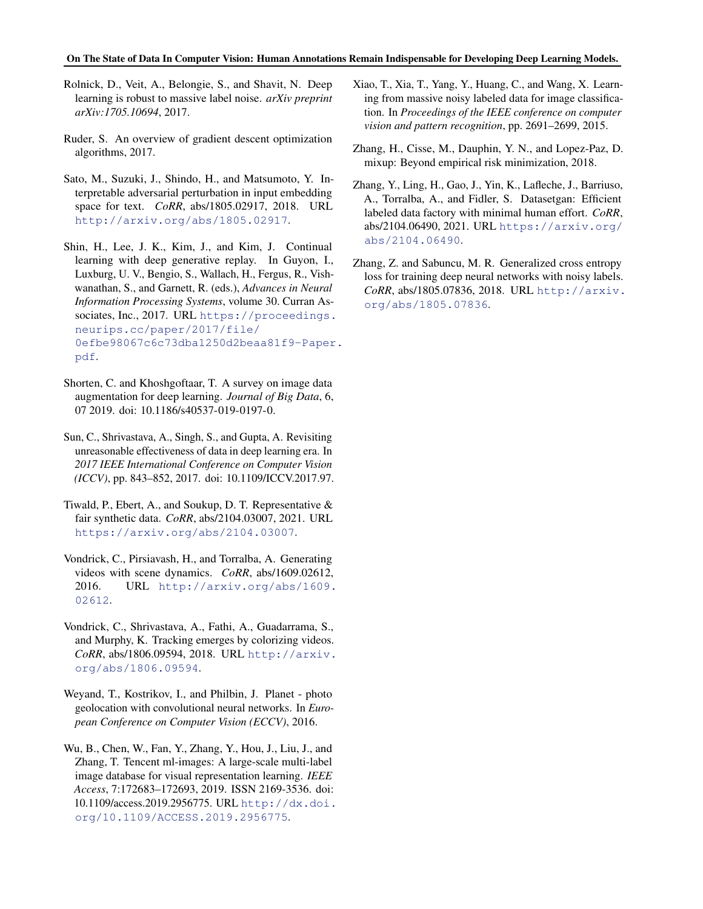Rolnick, D., Veit, A., Belongie, S., and Shavit, N. Deep learning is robust to massive label noise. *arXiv preprint arXiv:1705.10694*, 2017.

Ruder, S. An overview of gradient descent optimization algorithms, 2017.

Sato, M., Suzuki, J., Shindo, H., and Matsumoto, Y. Interpretable adversarial perturbation in input embedding space for text. *CoRR*, abs/1805.02917, 2018. URL http://arxiv.org/abs/1805.02917.

Shin, H., Lee, J. K., Kim, J., and Kim, J. Continual learning with deep generative replay. In Guyon, I., Luxburg, U. V., Bengio, S., Wallach, H., Fergus, R., Vishwanathan, S., and Garnett, R. (eds.), *Advances in Neural Information Processing Systems*, volume 30. Curran Associates, Inc., 2017. URL https://proceedings.neurips.cc/paper/2017/file/0efbe98067c6c73dba1250d2beaa81f9-Paper.pdf.

Shorten, C. and Khoshgoftaar, T. A survey on image data augmentation for deep learning. *Journal of Big Data*, 6, 07 2019. doi: 10.1186/s40537-019-0197-0.

Sun, C., Shrivastava, A., Singh, S., and Gupta, A. Revisiting unreasonable effectiveness of data in deep learning era. In *2017 IEEE International Conference on Computer Vision (ICCV)*, pp. 843–852, 2017. doi: 10.1109/ICCV.2017.97.

Tiwald, P., Ebert, A., and Soukup, D. T. Representative & fair synthetic data. *CoRR*, abs/2104.03007, 2021. URL https://arxiv.org/abs/2104.03007.

Vondrick, C., Pirsiavash, H., and Torralba, A. Generating videos with scene dynamics. *CoRR*, abs/1609.02612, 2016. URL http://arxiv.org/abs/1609.02612.

Vondrick, C., Shrivastava, A., Fathi, A., Guadarrama, S., and Murphy, K. Tracking emerges by colorizing videos. *CoRR*, abs/1806.09594, 2018. URL http://arxiv.org/abs/1806.09594.

Weyand, T., Kostrikov, I., and Philbin, J. Planet - photo geolocation with convolutional neural networks. In *European Conference on Computer Vision (ECCV)*, 2016.

Wu, B., Chen, W., Fan, Y., Zhang, Y., Hou, J., Liu, J., and Zhang, T. Tencent ml-images: A large-scale multi-label image database for visual representation learning. *IEEE Access*, 7:172683–172693, 2019. ISSN 2169-3536. doi: 10.1109/access.2019.2956775. URL http://dx.doi.org/10.1109/ACCESS.2019.2956775.

Xiao, T., Xia, T., Yang, Y., Huang, C., and Wang, X. Learning from massive noisy labeled data for image classification. In *Proceedings of the IEEE conference on computer vision and pattern recognition*, pp. 2691–2699, 2015.

Zhang, H., Cisse, M., Dauphin, Y. N., and Lopez-Paz, D. mixup: Beyond empirical risk minimization, 2018.

Zhang, Y., Ling, H., Gao, J., Yin, K., Lafleche, J., Barriuso, A., Torralba, A., and Fidler, S. Datasetgan: Efficient labeled data factory with minimal human effort. *CoRR*, abs/2104.06490, 2021. URL https://arxiv.org/abs/2104.06490.

Zhang, Z. and Sabuncu, M. R. Generalized cross entropy loss for training deep neural networks with noisy labels. *CoRR*, abs/1805.07836, 2018. URL http://arxiv.org/abs/1805.07836.